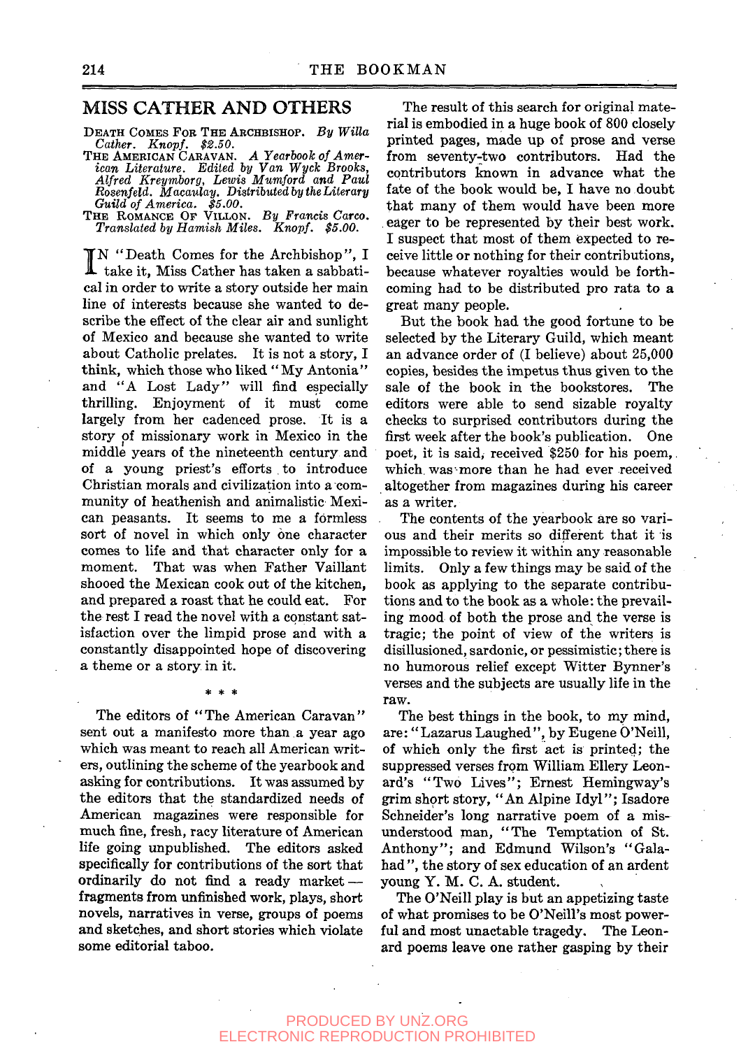## MISS CATHER AND OTHERS

DEATH COMES FOR THE ARCHBISHOP. *By Willa Cather. Knopf. $2.50.*
THE AMERICAN CARAVAN. *A Yearbook of American Literature. Edited by Van Wyck Brooks, Alfred Kreymborg, Lewis Mumford and Paul Rosenfeld. Macaulay. Distributed by the Literary Guild of America. $5.00.*
THE ROMANCE OF VILLON. *By Francis Carco. Translated by Hamish Miles. Knopf. $5.00.*

IN "Death Comes for the Archbishop", I take it, Miss Cather has taken a sabbatical in order to write a story outside her main line of interests because she wanted to describe the effect of the clear air and sunlight of Mexico and because she wanted to write about Catholic prelates. It is not a story, I think, which those who liked "My Antonia" and "A Lost Lady" will find especially thrilling. Enjoyment of it must come largely from her cadenced prose. It is a story of missionary work in Mexico in the middle years of the nineteenth century and of a young priest's efforts to introduce Christian morals and civilization into a community of heathenish and animalistic Mexican peasants. It seems to me a formless sort of novel in which only one character comes to life and that character only for a moment. That was when Father Vaillant shooed the Mexican cook out of the kitchen, and prepared a roast that he could eat. For the rest I read the novel with a constant satisfaction over the limpid prose and with a constantly disappointed hope of discovering a theme or a story in it.

\* \* \*

The editors of "The American Caravan" sent out a manifesto more than a year ago which was meant to reach all American writers, outlining the scheme of the yearbook and asking for contributions. It was assumed by the editors that the standardized needs of American magazines were responsible for much fine, fresh, racy literature of American life going unpublished. The editors asked specifically for contributions of the sort that ordinarily do not find a ready market — fragments from unfinished work, plays, short novels, narratives in verse, groups of poems and sketches, and short stories which violate some editorial taboo.

The result of this search for original material is embodied in a huge book of 800 closely printed pages, made up of prose and verse from seventy-two contributors. Had the contributors known in advance what the fate of the book would be, I have no doubt that many of them would have been more eager to be represented by their best work. I suspect that most of them expected to receive little or nothing for their contributions, because whatever royalties would be forthcoming had to be distributed pro rata to a great many people.

But the book had the good fortune to be selected by the Literary Guild, which meant an advance order of (I believe) about 25,000 copies, besides the impetus thus given to the sale of the book in the bookstores. The editors were able to send sizable royalty checks to surprised contributors during the first week after the book's publication. One poet, it is said, received $250 for his poem, which was more than he had ever received altogether from magazines during his career as a writer.

The contents of the yearbook are so various and their merits so different that it is impossible to review it within any reasonable limits. Only a few things may be said of the book as applying to the separate contributions and to the book as a whole: the prevailing mood of both the prose and the verse is tragic; the point of view of the writers is disillusioned, sardonic, or pessimistic; there is no humorous relief except Witter Bynner's verses and the subjects are usually life in the raw.

The best things in the book, to my mind, are: "Lazarus Laughed", by Eugene O'Neill, of which only the first act is printed; the suppressed verses from William Ellery Leonard's "Two Lives"; Ernest Hemingway's grim short story, "An Alpine Idyl"; Isadore Schneider's long narrative poem of a misunderstood man, "The Temptation of St. Anthony"; and Edmund Wilson's "Galahad", the story of sex education of an ardent young Y. M. C. A. student.

The O'Neill play is but an appetizing taste of what promises to be O'Neill's most powerful and most unactable tragedy. The Leonard poems leave one rather gasping by their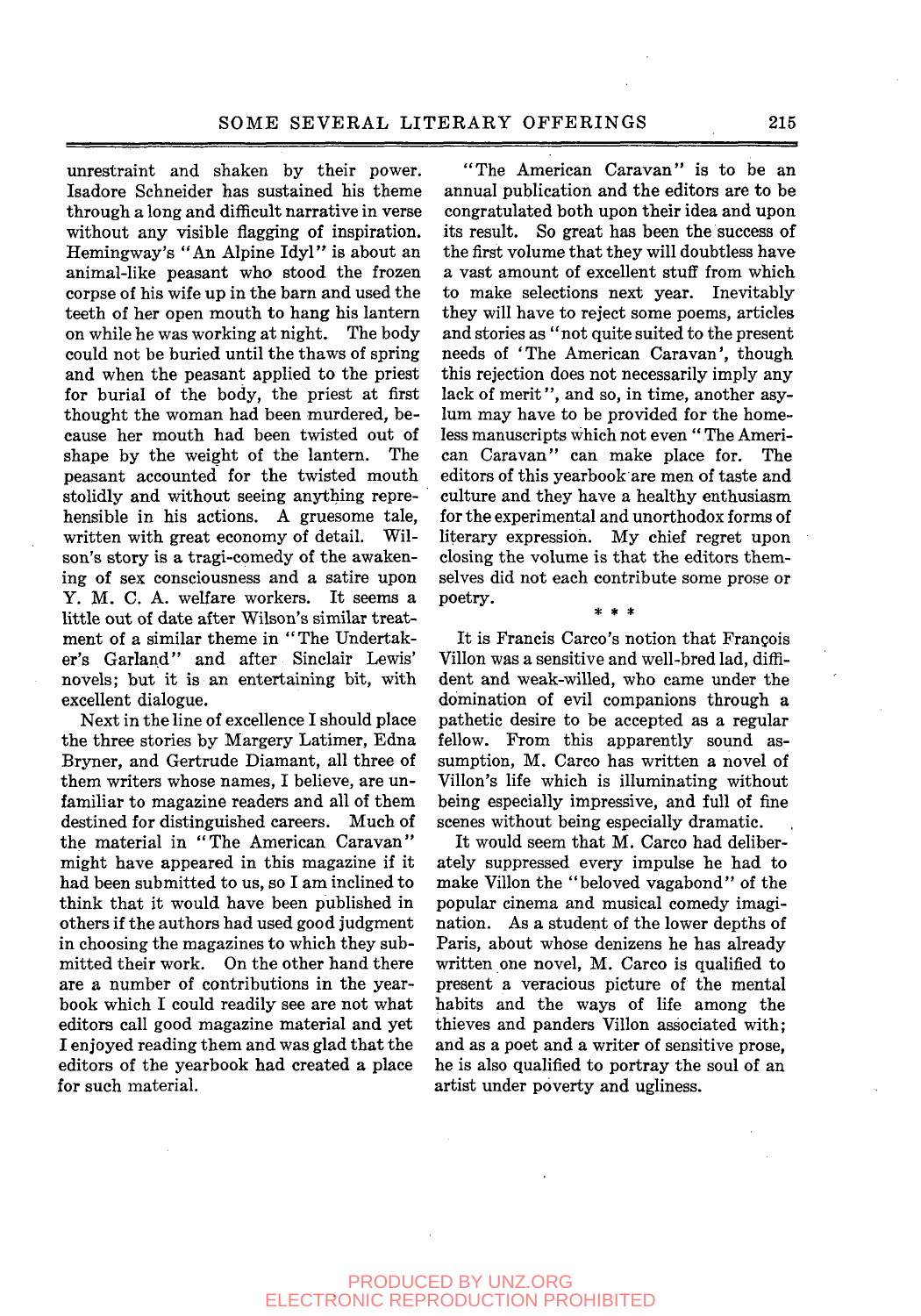unrestraint and shaken by their power. Isadore Schneider has sustained his theme through a long and difficult narrative in verse without any visible flagging of inspiration. Hemingway's "An Alpine Idyl" is about an animal-like peasant who stood the frozen corpse of his wife up in the barn and used the teeth of her open mouth to hang his lantern on while he was working at night. The body could not be buried until the thaws of spring and when the peasant applied to the priest for burial of the body, the priest at first thought the woman had been murdered, because her mouth had been twisted out of shape by the weight of the lantern. The peasant accounted for the twisted mouth stolidly and without seeing anything reprehensible in his actions. A gruesome tale, written with great economy of detail. Wilson's story is a tragi-comedy of the awakening of sex consciousness and a satire upon Y. M. C. A. welfare workers. It seems a little out of date after Wilson's similar treatment of a similar theme in "The Undertaker's Garland" and after Sinclair Lewis' novels; but it is an entertaining bit, with excellent dialogue.

Next in the line of excellence I should place the three stories by Margery Latimer, Edna Bryner, and Gertrude Diamant, all three of them writers whose names, I believe, are unfamiliar to magazine readers and all of them destined for distinguished careers. Much of the material in "The American Caravan" might have appeared in this magazine if it had been submitted to us, so I am inclined to think that it would have been published in others if the authors had used good judgment in choosing the magazines to which they submitted their work. On the other hand there are a number of contributions in the yearbook which I could readily see are not what editors call good magazine material and yet I enjoyed reading them and was glad that the editors of the yearbook had created a place for such material.

"The American Caravan" is to be an annual publication and the editors are to be congratulated both upon their idea and upon its result. So great has been the success of the first volume that they will doubtless have a vast amount of excellent stuff from which to make selections next year. Inevitably they will have to reject some poems, articles and stories as "not quite suited to the present needs of 'The American Caravan', though this rejection does not necessarily imply any lack of merit", and so, in time, another asylum may have to be provided for the homeless manuscripts which not even "The American Caravan" can make place for. The editors of this yearbook are men of taste and culture and they have a healthy enthusiasm for the experimental and unorthodox forms of literary expression. My chief regret upon closing the volume is that the editors themselves did not each contribute some prose or poetry.

\* \* \*

It is Francis Carco's notion that François Villon was a sensitive and well-bred lad, diffident and weak-willed, who came under the domination of evil companions through a pathetic desire to be accepted as a regular fellow. From this apparently sound assumption, M. Carco has written a novel of Villon's life which is illuminating without being especially impressive, and full of fine scenes without being especially dramatic.

It would seem that M. Carco had deliberately suppressed every impulse he had to make Villon the "beloved vagabond" of the popular cinema and musical comedy imagination. As a student of the lower depths of Paris, about whose denizens he has already written one novel, M. Carco is qualified to present a veracious picture of the mental habits and the ways of life among the thieves and panders Villon associated with; and as a poet and a writer of sensitive prose, he is also qualified to portray the soul of an artist under poverty and ugliness.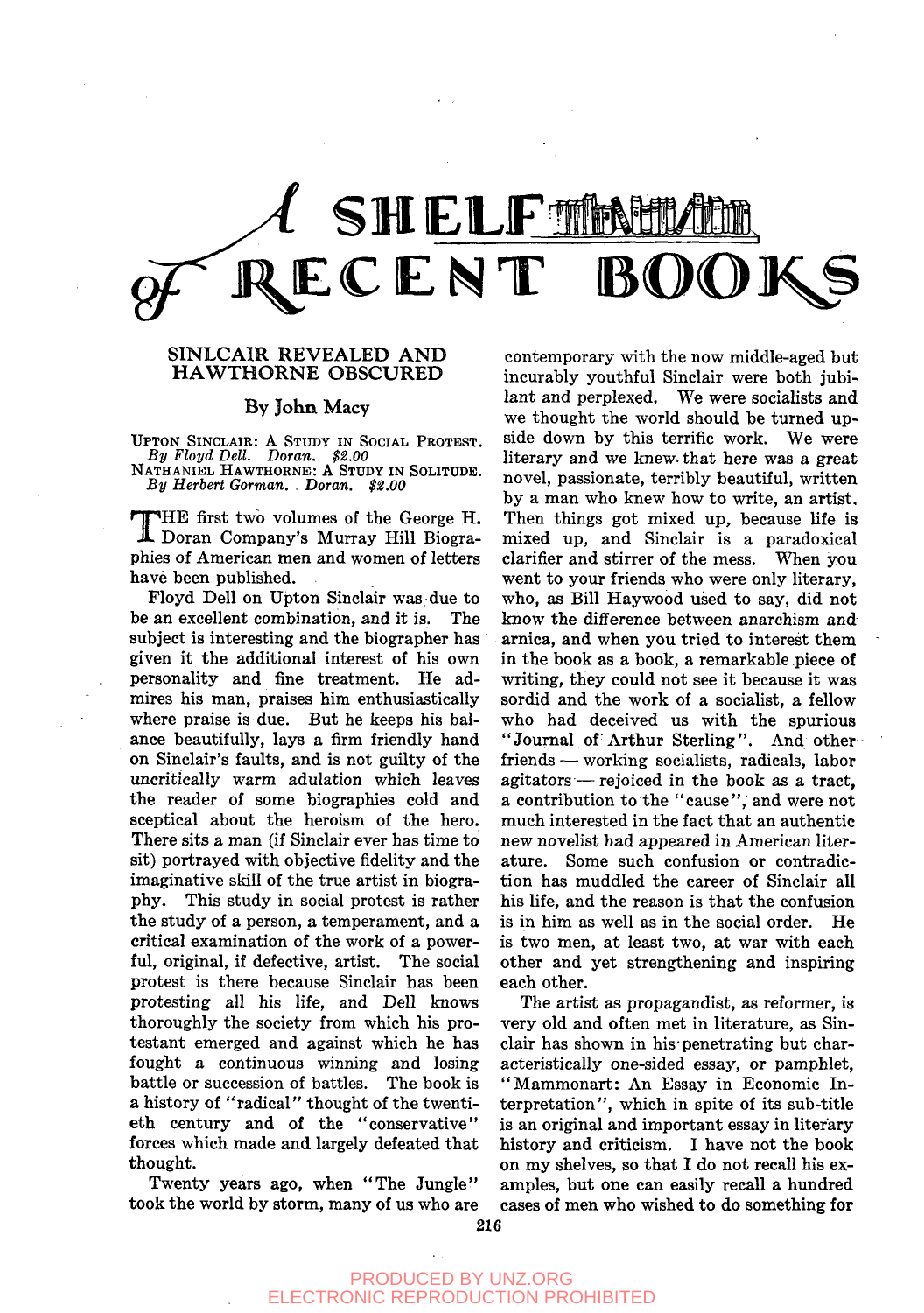# A SHELF of RECENT BOOKS

## SINLCAIR REVEALED AND HAWTHORNE OBSCURED

### By John Macy

UPTON SINCLAIR: A STUDY IN SOCIAL PROTEST. *By Floyd Dell. Doran. $2.00*
NATHANIEL HAWTHORNE: A STUDY IN SOLITUDE. *By Herbert Gorman. Doran. $2.00*

THE first two volumes of the George H. Doran Company's Murray Hill Biographies of American men and women of letters have been published.

Floyd Dell on Upton Sinclair was due to be an excellent combination, and it is. The subject is interesting and the biographer has given it the additional interest of his own personality and fine treatment. He admires his man, praises him enthusiastically where praise is due. But he keeps his balance beautifully, lays a firm friendly hand on Sinclair's faults, and is not guilty of the uncritically warm adulation which leaves the reader of some biographies cold and sceptical about the heroism of the hero. There sits a man (if Sinclair ever has time to sit) portrayed with objective fidelity and the imaginative skill of the true artist in biography. This study in social protest is rather the study of a person, a temperament, and a critical examination of the work of a powerful, original, if defective, artist. The social protest is there because Sinclair has been protesting all his life, and Dell knows thoroughly the society from which his protestant emerged and against which he has fought a continuous winning and losing battle or succession of battles. The book is a history of "radical" thought of the twentieth century and of the "conservative" forces which made and largely defeated that thought.

Twenty years ago, when "The Jungle" took the world by storm, many of us who are contemporary with the now middle-aged but incurably youthful Sinclair were both jubilant and perplexed. We were socialists and we thought the world should be turned upside down by this terrific work. We were literary and we knew that here was a great novel, passionate, terribly beautiful, written by a man who knew how to write, an artist. Then things got mixed up, because life is mixed up, and Sinclair is a paradoxical clarifier and stirrer of the mess. When you went to your friends who were only literary, who, as Bill Haywood used to say, did not know the difference between anarchism and arnica, and when you tried to interest them in the book as a book, a remarkable piece of writing, they could not see it because it was sordid and the work of a socialist, a fellow who had deceived us with the spurious "Journal of Arthur Sterling". And other friends — working socialists, radicals, labor agitators — rejoiced in the book as a tract, a contribution to the "cause", and were not much interested in the fact that an authentic new novelist had appeared in American literature. Some such confusion or contradiction has muddled the career of Sinclair all his life, and the reason is that the confusion is in him as well as in the social order. He is two men, at least two, at war with each other and yet strengthening and inspiring each other.

The artist as propagandist, as reformer, is very old and often met in literature, as Sinclair has shown in his penetrating but characteristically one-sided essay, or pamphlet, "Mammonart: An Essay in Economic Interpretation", which in spite of its sub-title is an original and important essay in literary history and criticism. I have not the book on my shelves, so that I do not recall his examples, but one can easily recall a hundred cases of men who wished to do something for